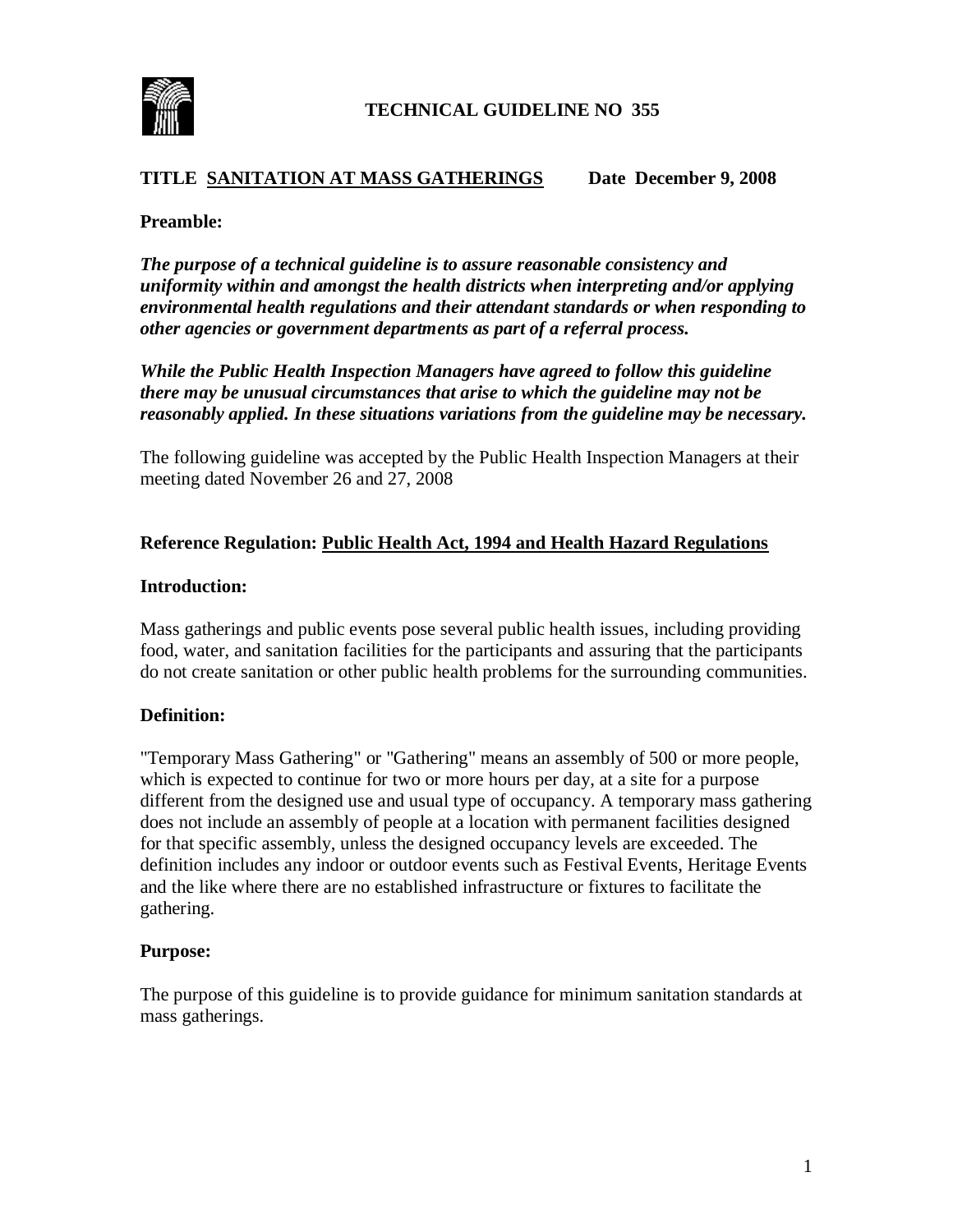# TECHNICAL GUIDELINE NO 355

**TITLE <u>SANITATION AT MASS GATHERINGS</u> Date December 9, 2008**

**Preamble:**

***The purpose of a technical guideline is to assure reasonable consistency and uniformity within and amongst the health districts when interpreting and/or applying environmental health regulations and their attendant standards or when responding to other agencies or government departments as part of a referral process.***

***While the Public Health Inspection Managers have agreed to follow this guideline there may be unusual circumstances that arise to which the guideline may not be reasonably applied. In these situations variations from the guideline may be necessary.***

The following guideline was accepted by the Public Health Inspection Managers at their meeting dated November 26 and 27, 2008

**Reference Regulation: <u>Public Health Act, 1994 and Health Hazard Regulations</u>**

**Introduction:**

Mass gatherings and public events pose several public health issues, including providing food, water, and sanitation facilities for the participants and assuring that the participants do not create sanitation or other public health problems for the surrounding communities.

**Definition:**

"Temporary Mass Gathering" or "Gathering" means an assembly of 500 or more people, which is expected to continue for two or more hours per day, at a site for a purpose different from the designed use and usual type of occupancy. A temporary mass gathering does not include an assembly of people at a location with permanent facilities designed for that specific assembly, unless the designed occupancy levels are exceeded. The definition includes any indoor or outdoor events such as Festival Events, Heritage Events and the like where there are no established infrastructure or fixtures to facilitate the gathering.

**Purpose:**

The purpose of this guideline is to provide guidance for minimum sanitation standards at mass gatherings.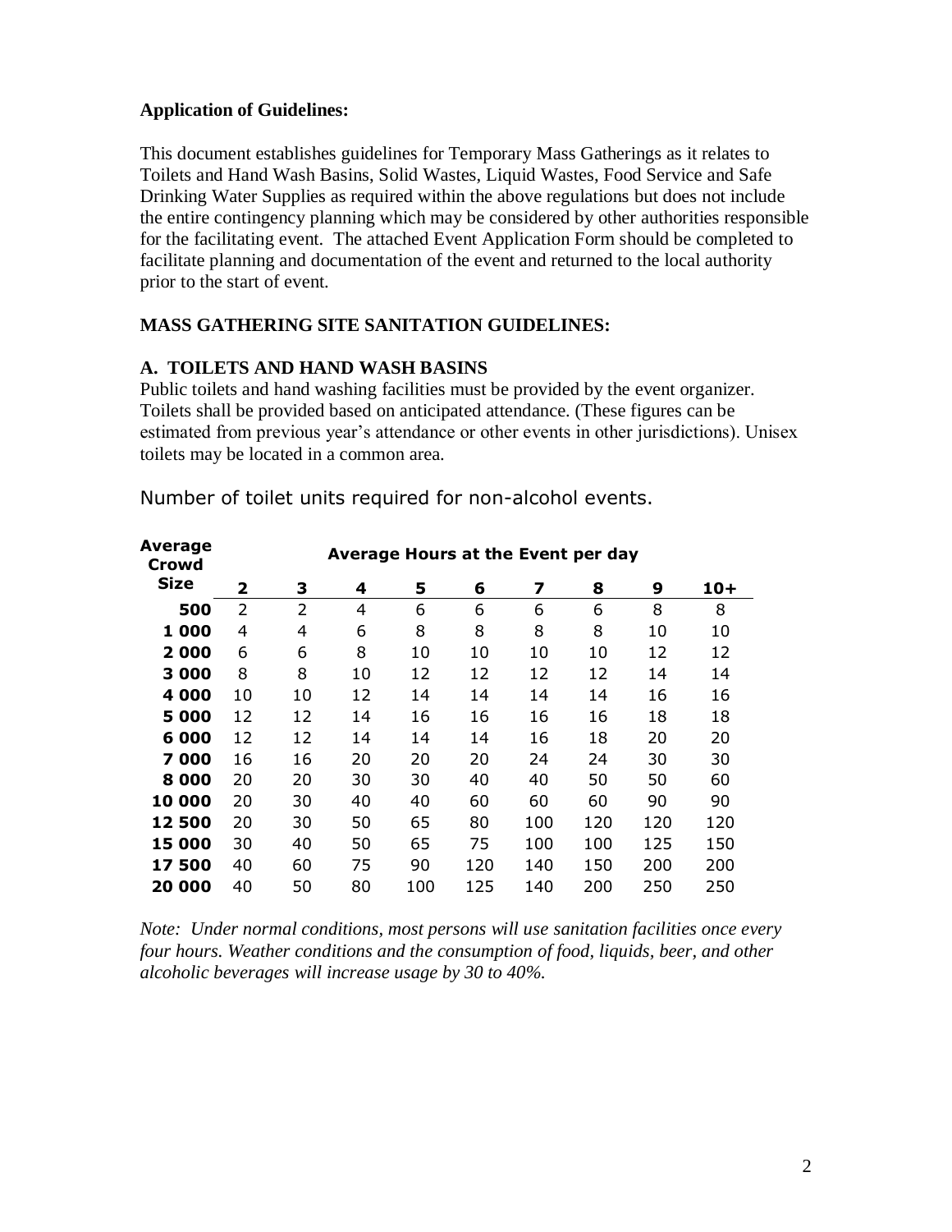**Application of Guidelines:**

This document establishes guidelines for Temporary Mass Gatherings as it relates to Toilets and Hand Wash Basins, Solid Wastes, Liquid Wastes, Food Service and Safe Drinking Water Supplies as required within the above regulations but does not include the entire contingency planning which may be considered by other authorities responsible for the facilitating event. The attached Event Application Form should be completed to facilitate planning and documentation of the event and returned to the local authority prior to the start of event.

**MASS GATHERING SITE SANITATION GUIDELINES:**

**A. TOILETS AND HAND WASH BASINS**

Public toilets and hand washing facilities must be provided by the event organizer. Toilets shall be provided based on anticipated attendance. (These figures can be estimated from previous year's attendance or other events in other jurisdictions). Unisex toilets may be located in a common area.

Number of toilet units required for non-alcohol events.

| Average Crowd Size | Average Hours at the Event per day | | | | | | | | |
|---|---|---|---|---|---|---|---|---|---|
| | **2** | **3** | **4** | **5** | **6** | **7** | **8** | **9** | **10+** |
| **500** | 2 | 2 | 4 | 6 | 6 | 6 | 6 | 8 | 8 |
| **1 000** | 4 | 4 | 6 | 8 | 8 | 8 | 8 | 10 | 10 |
| **2 000** | 6 | 6 | 8 | 10 | 10 | 10 | 10 | 12 | 12 |
| **3 000** | 8 | 8 | 10 | 12 | 12 | 12 | 12 | 14 | 14 |
| **4 000** | 10 | 10 | 12 | 14 | 14 | 14 | 14 | 16 | 16 |
| **5 000** | 12 | 12 | 14 | 16 | 16 | 16 | 16 | 18 | 18 |
| **6 000** | 12 | 12 | 14 | 14 | 14 | 16 | 18 | 20 | 20 |
| **7 000** | 16 | 16 | 20 | 20 | 20 | 24 | 24 | 30 | 30 |
| **8 000** | 20 | 20 | 30 | 30 | 40 | 40 | 50 | 50 | 60 |
| **10 000** | 20 | 30 | 40 | 40 | 60 | 60 | 60 | 90 | 90 |
| **12 500** | 20 | 30 | 50 | 65 | 80 | 100 | 120 | 120 | 120 |
| **15 000** | 30 | 40 | 50 | 65 | 75 | 100 | 100 | 125 | 150 |
| **17 500** | 40 | 60 | 75 | 90 | 120 | 140 | 150 | 200 | 200 |
| **20 000** | 40 | 50 | 80 | 100 | 125 | 140 | 200 | 250 | 250 |

*Note: Under normal conditions, most persons will use sanitation facilities once every four hours. Weather conditions and the consumption of food, liquids, beer, and other alcoholic beverages will increase usage by 30 to 40%.*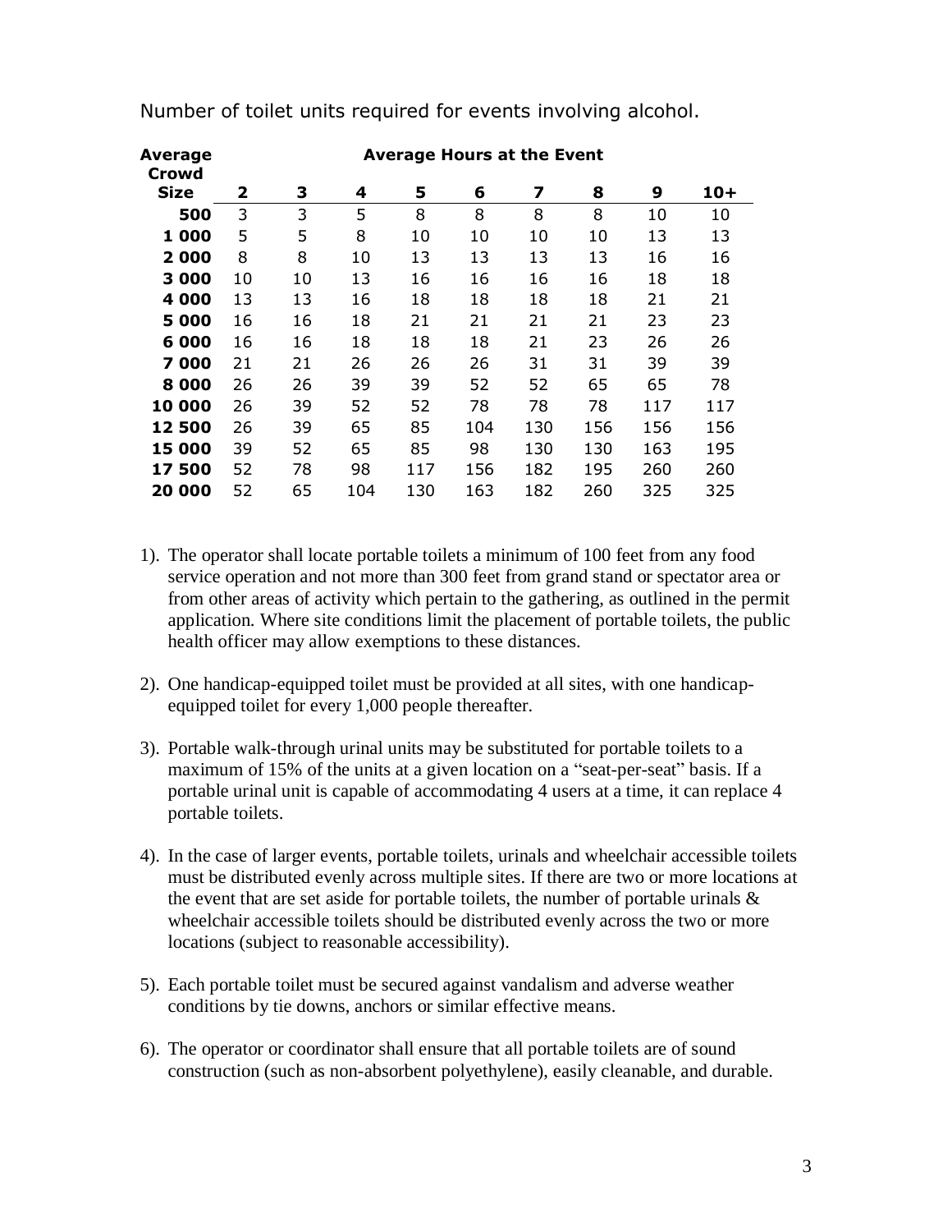Number of toilet units required for events involving alcohol.

| Average Crowd Size | Average Hours at the Event | | | | | | | | |
|---|---|---|---|---|---|---|---|---|---|
| | **2** | **3** | **4** | **5** | **6** | **7** | **8** | **9** | **10+** |
| **500** | 3 | 3 | 5 | 8 | 8 | 8 | 8 | 10 | 10 |
| **1 000** | 5 | 5 | 8 | 10 | 10 | 10 | 10 | 13 | 13 |
| **2 000** | 8 | 8 | 10 | 13 | 13 | 13 | 13 | 16 | 16 |
| **3 000** | 10 | 10 | 13 | 16 | 16 | 16 | 16 | 18 | 18 |
| **4 000** | 13 | 13 | 16 | 18 | 18 | 18 | 18 | 21 | 21 |
| **5 000** | 16 | 16 | 18 | 21 | 21 | 21 | 21 | 23 | 23 |
| **6 000** | 16 | 16 | 18 | 18 | 18 | 21 | 23 | 26 | 26 |
| **7 000** | 21 | 21 | 26 | 26 | 26 | 31 | 31 | 39 | 39 |
| **8 000** | 26 | 26 | 39 | 39 | 52 | 52 | 65 | 65 | 78 |
| **10 000** | 26 | 39 | 52 | 52 | 78 | 78 | 78 | 117 | 117 |
| **12 500** | 26 | 39 | 65 | 85 | 104 | 130 | 156 | 156 | 156 |
| **15 000** | 39 | 52 | 65 | 85 | 98 | 130 | 130 | 163 | 195 |
| **17 500** | 52 | 78 | 98 | 117 | 156 | 182 | 195 | 260 | 260 |
| **20 000** | 52 | 65 | 104 | 130 | 163 | 182 | 260 | 325 | 325 |

1). The operator shall locate portable toilets a minimum of 100 feet from any food service operation and not more than 300 feet from grand stand or spectator area or from other areas of activity which pertain to the gathering, as outlined in the permit application. Where site conditions limit the placement of portable toilets, the public health officer may allow exemptions to these distances.

2). One handicap-equipped toilet must be provided at all sites, with one handicap-equipped toilet for every 1,000 people thereafter.

3). Portable walk-through urinal units may be substituted for portable toilets to a maximum of 15% of the units at a given location on a "seat-per-seat" basis. If a portable urinal unit is capable of accommodating 4 users at a time, it can replace 4 portable toilets.

4). In the case of larger events, portable toilets, urinals and wheelchair accessible toilets must be distributed evenly across multiple sites. If there are two or more locations at the event that are set aside for portable toilets, the number of portable urinals & wheelchair accessible toilets should be distributed evenly across the two or more locations (subject to reasonable accessibility).

5). Each portable toilet must be secured against vandalism and adverse weather conditions by tie downs, anchors or similar effective means.

6). The operator or coordinator shall ensure that all portable toilets are of sound construction (such as non-absorbent polyethylene), easily cleanable, and durable.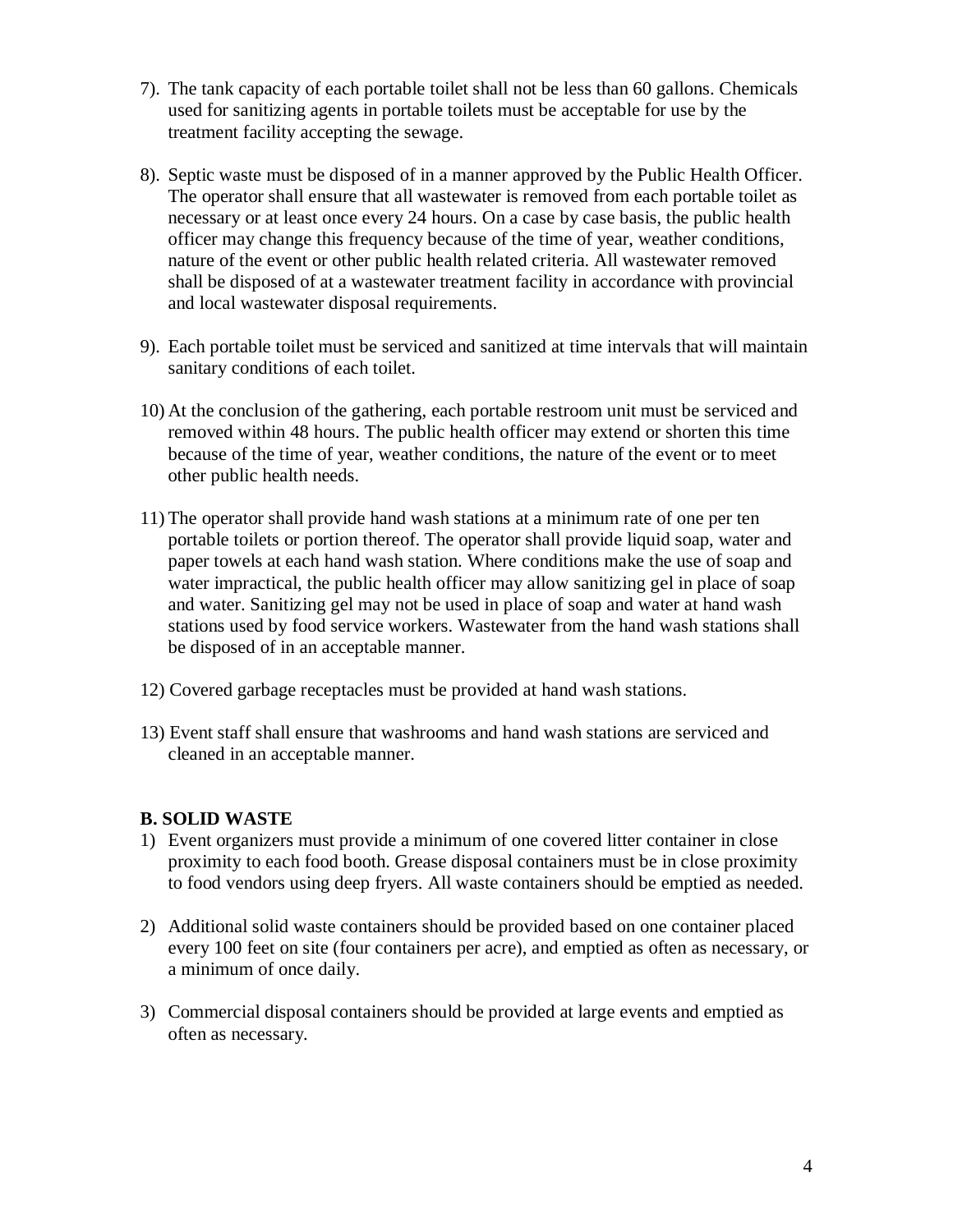7). The tank capacity of each portable toilet shall not be less than 60 gallons. Chemicals used for sanitizing agents in portable toilets must be acceptable for use by the treatment facility accepting the sewage.

8). Septic waste must be disposed of in a manner approved by the Public Health Officer. The operator shall ensure that all wastewater is removed from each portable toilet as necessary or at least once every 24 hours. On a case by case basis, the public health officer may change this frequency because of the time of year, weather conditions, nature of the event or other public health related criteria. All wastewater removed shall be disposed of at a wastewater treatment facility in accordance with provincial and local wastewater disposal requirements.

9). Each portable toilet must be serviced and sanitized at time intervals that will maintain sanitary conditions of each toilet.

10) At the conclusion of the gathering, each portable restroom unit must be serviced and removed within 48 hours. The public health officer may extend or shorten this time because of the time of year, weather conditions, the nature of the event or to meet other public health needs.

11) The operator shall provide hand wash stations at a minimum rate of one per ten portable toilets or portion thereof. The operator shall provide liquid soap, water and paper towels at each hand wash station. Where conditions make the use of soap and water impractical, the public health officer may allow sanitizing gel in place of soap and water. Sanitizing gel may not be used in place of soap and water at hand wash stations used by food service workers. Wastewater from the hand wash stations shall be disposed of in an acceptable manner.

12) Covered garbage receptacles must be provided at hand wash stations.

13) Event staff shall ensure that washrooms and hand wash stations are serviced and cleaned in an acceptable manner.

**B. SOLID WASTE**

1) Event organizers must provide a minimum of one covered litter container in close proximity to each food booth. Grease disposal containers must be in close proximity to food vendors using deep fryers. All waste containers should be emptied as needed.

2) Additional solid waste containers should be provided based on one container placed every 100 feet on site (four containers per acre), and emptied as often as necessary, or a minimum of once daily.

3) Commercial disposal containers should be provided at large events and emptied as often as necessary.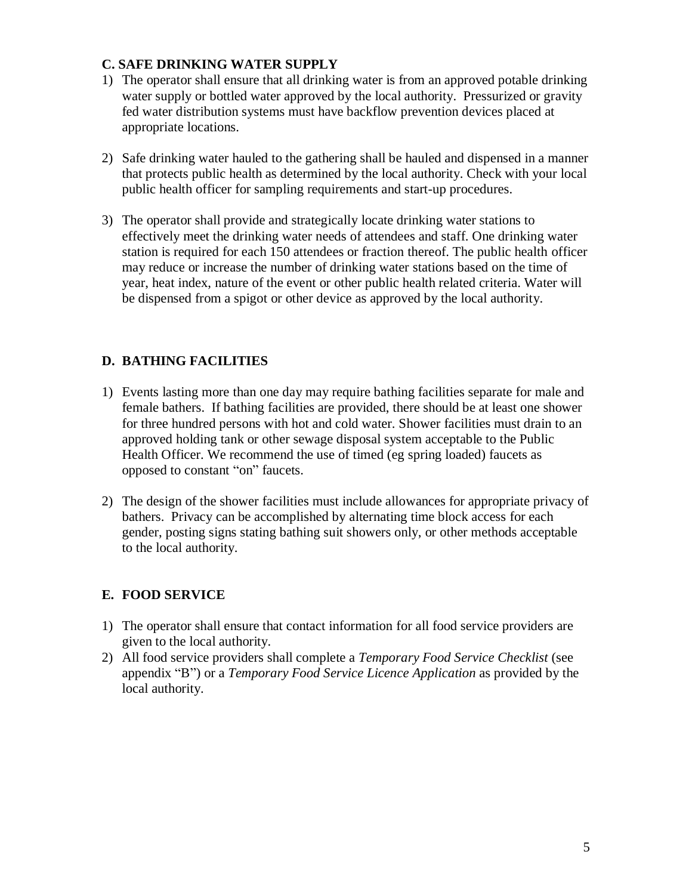## C. SAFE DRINKING WATER SUPPLY

1) The operator shall ensure that all drinking water is from an approved potable drinking water supply or bottled water approved by the local authority. Pressurized or gravity fed water distribution systems must have backflow prevention devices placed at appropriate locations.

2) Safe drinking water hauled to the gathering shall be hauled and dispensed in a manner that protects public health as determined by the local authority. Check with your local public health officer for sampling requirements and start-up procedures.

3) The operator shall provide and strategically locate drinking water stations to effectively meet the drinking water needs of attendees and staff. One drinking water station is required for each 150 attendees or fraction thereof. The public health officer may reduce or increase the number of drinking water stations based on the time of year, heat index, nature of the event or other public health related criteria. Water will be dispensed from a spigot or other device as approved by the local authority.

## D. BATHING FACILITIES

1) Events lasting more than one day may require bathing facilities separate for male and female bathers. If bathing facilities are provided, there should be at least one shower for three hundred persons with hot and cold water. Shower facilities must drain to an approved holding tank or other sewage disposal system acceptable to the Public Health Officer. We recommend the use of timed (eg spring loaded) faucets as opposed to constant "on" faucets.

2) The design of the shower facilities must include allowances for appropriate privacy of bathers. Privacy can be accomplished by alternating time block access for each gender, posting signs stating bathing suit showers only, or other methods acceptable to the local authority.

## E. FOOD SERVICE

1) The operator shall ensure that contact information for all food service providers are given to the local authority.
2) All food service providers shall complete a *Temporary Food Service Checklist* (see appendix "B") or a *Temporary Food Service Licence Application* as provided by the local authority.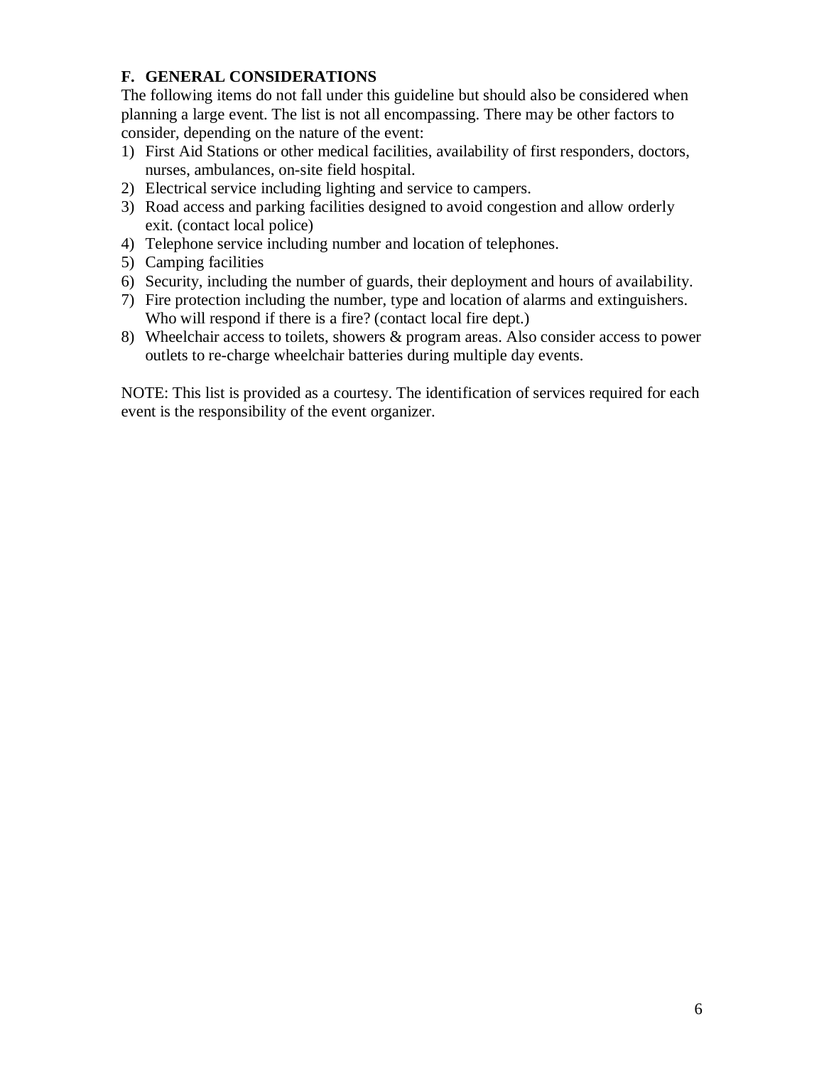## F. GENERAL CONSIDERATIONS

The following items do not fall under this guideline but should also be considered when planning a large event. The list is not all encompassing. There may be other factors to consider, depending on the nature of the event:

1) First Aid Stations or other medical facilities, availability of first responders, doctors, nurses, ambulances, on-site field hospital.
2) Electrical service including lighting and service to campers.
3) Road access and parking facilities designed to avoid congestion and allow orderly exit. (contact local police)
4) Telephone service including number and location of telephones.
5) Camping facilities
6) Security, including the number of guards, their deployment and hours of availability.
7) Fire protection including the number, type and location of alarms and extinguishers. Who will respond if there is a fire? (contact local fire dept.)
8) Wheelchair access to toilets, showers & program areas. Also consider access to power outlets to re-charge wheelchair batteries during multiple day events.

NOTE: This list is provided as a courtesy. The identification of services required for each event is the responsibility of the event organizer.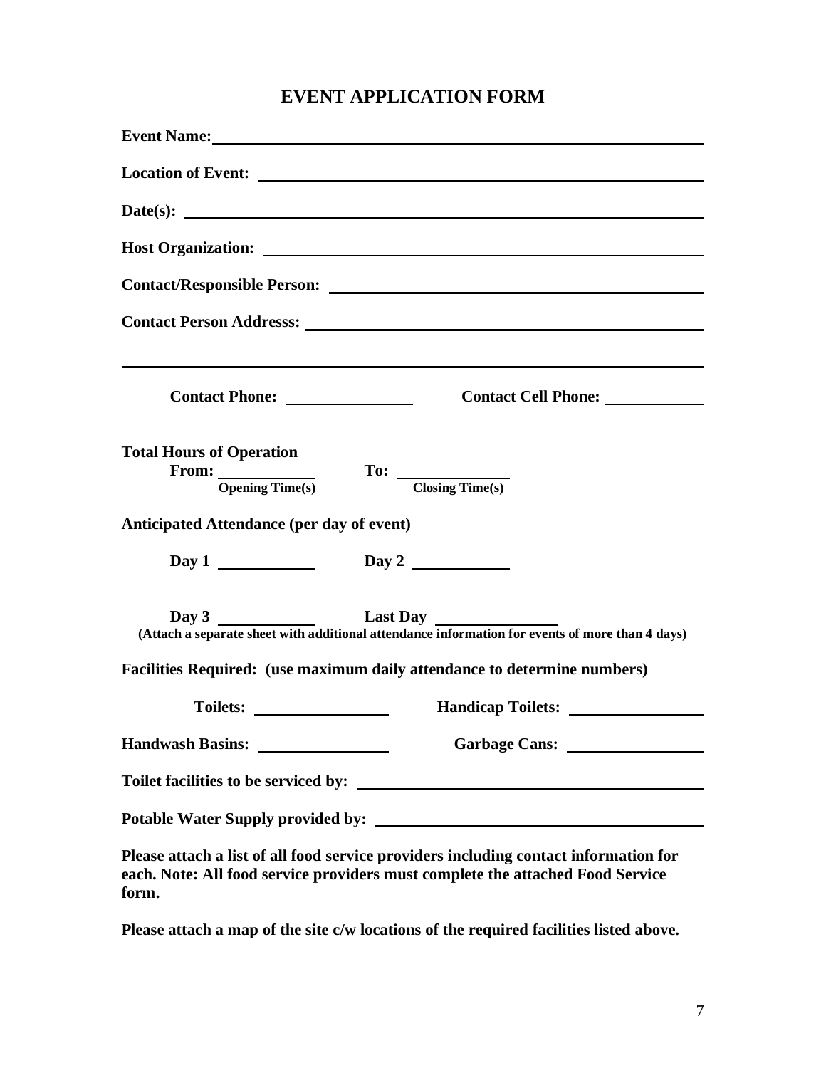# EVENT APPLICATION FORM

**Event Name:** ______________________________________________

**Location of Event:** ______________________________________________

**Date(s):** ______________________________________________

**Host Organization:** ______________________________________________

**Contact/Responsible Person:** ______________________________________________

**Contact Person Addresss:** ______________________________________________

______________________________________________________________

**Contact Phone:** ______________ **Contact Cell Phone:** ______________

**Total Hours of Operation**

**From:** ______________ **To:** ______________
**Opening Time(s)** **Closing Time(s)**

**Anticipated Attendance (per day of event)**

**Day 1** ______________ **Day 2** ______________

**Day 3** ______________ **Last Day** ______________

**(Attach a separate sheet with additional attendance information for events of more than 4 days)**

**Facilities Required: (use maximum daily attendance to determine numbers)**

**Toilets:** ______________ **Handicap Toilets:** ______________

**Handwash Basins:** ______________ **Garbage Cans:** ______________

**Toilet facilities to be serviced by:** ______________________________________________

**Potable Water Supply provided by:** ______________________________________________

**Please attach a list of all food service providers including contact information for each. Note: All food service providers must complete the attached Food Service form.**

**Please attach a map of the site c/w locations of the required facilities listed above.**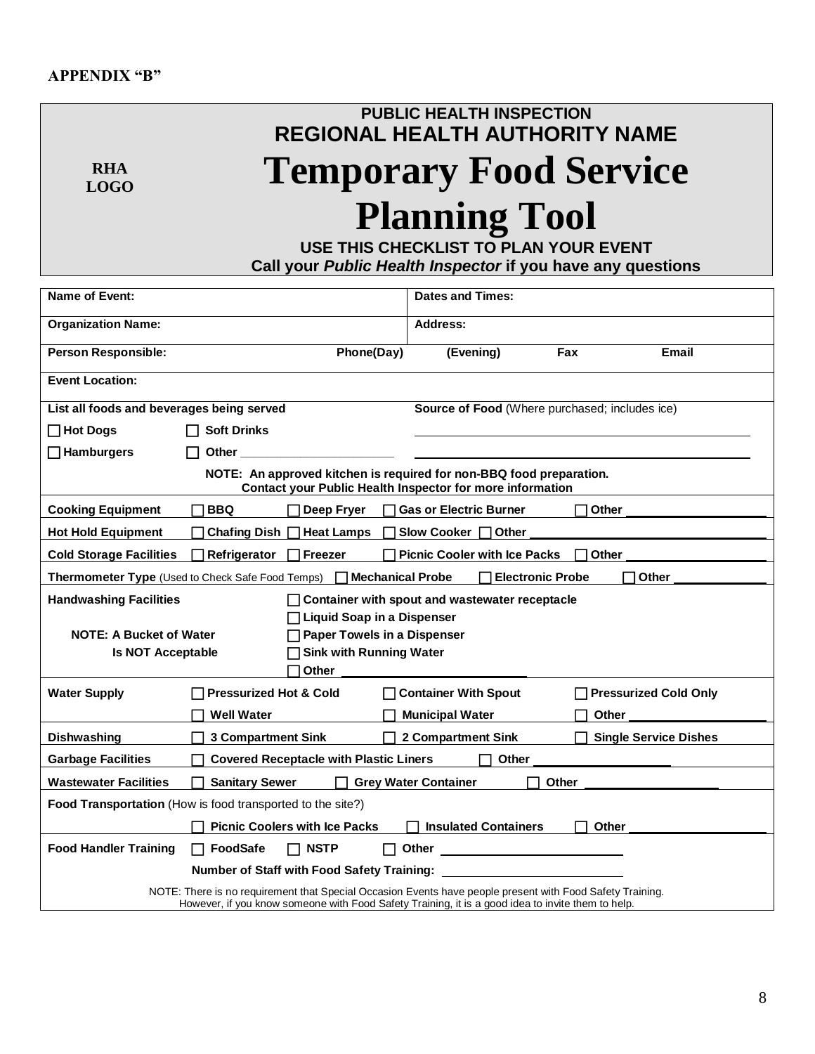**APPENDIX "B"**

RHA LOGO

**PUBLIC HEALTH INSPECTION**

**REGIONAL HEALTH AUTHORITY NAME**

# Temporary Food Service Planning Tool

**USE THIS CHECKLIST TO PLAN YOUR EVENT**

**Call your *Public Health Inspector* if you have any questions**

| | | | | |
|---|---|---|---|---|
| **Name of Event:** | | **Dates and Times:** | | |
| **Organization Name:** | | **Address:** | | |
| **Person Responsible:** | **Phone(Day)** | **(Evening)** | **Fax** | **Email** |
| **Event Location:** | | | | |
| **List all foods and beverages being served** | | **Source of Food** (Where purchased; includes ice) | | |
| ☐ **Hot Dogs** | ☐ **Soft Drinks** | ________________ | | |
| ☐ **Hamburgers** | ☐ **Other** ________ | ________________ | | |
| **NOTE: An approved kitchen is required for non-BBQ food preparation. Contact your Public Health Inspector for more information** | | | | |
| **Cooking Equipment** | ☐ **BBQ** | ☐ **Deep Fryer** | ☐ **Gas or Electric Burner** | ☐ **Other** ________ |
| **Hot Hold Equipment** | ☐ **Chafing Dish** | ☐ **Heat Lamps** | ☐ **Slow Cooker** | ☐ **Other** ________ |
| **Cold Storage Facilities** | ☐ **Refrigerator** | ☐ **Freezer** | ☐ **Picnic Cooler with Ice Packs** | ☐ **Other** ________ |
| **Thermometer Type** (Used to Check Safe Food Temps) | ☐ **Mechanical Probe** | ☐ **Electronic Probe** | ☐ **Other** ________ | |
| **Handwashing Facilities**<br><br>**NOTE: A Bucket of Water Is NOT Acceptable** | ☐ **Container with spout and wastewater receptacle**<br>☐ **Liquid Soap in a Dispenser**<br>☐ **Paper Towels in a Dispenser**<br>☐ **Sink with Running Water**<br>☐ **Other** ________ | | | |
| **Water Supply** | ☐ **Pressurized Hot & Cold** | ☐ **Container With Spout** | ☐ **Pressurized Cold Only** | |
| | ☐ **Well Water** | ☐ **Municipal Water** | ☐ **Other** ________ | |
| **Dishwashing** | ☐ **3 Compartment Sink** | ☐ **2 Compartment Sink** | ☐ **Single Service Dishes** | |
| **Garbage Facilities** | ☐ **Covered Receptacle with Plastic Liners** | ☐ **Other** ________ | | |
| **Wastewater Facilities** | ☐ **Sanitary Sewer** | ☐ **Grey Water Container** | ☐ **Other** ________ | |
| **Food Transportation** (How is food transported to the site?) | | | | |
| | ☐ **Picnic Coolers with Ice Packs** | ☐ **Insulated Containers** | ☐ **Other** ________ | |
| **Food Handler Training** | ☐ **FoodSafe** | ☐ **NSTP** | ☐ **Other** ________ | |
| | **Number of Staff with Food Safety Training:** ________ | | | |
| NOTE: There is no requirement that Special Occasion Events have people present with Food Safety Training. However, if you know someone with Food Safety Training, it is a good idea to invite them to help. | | | | |